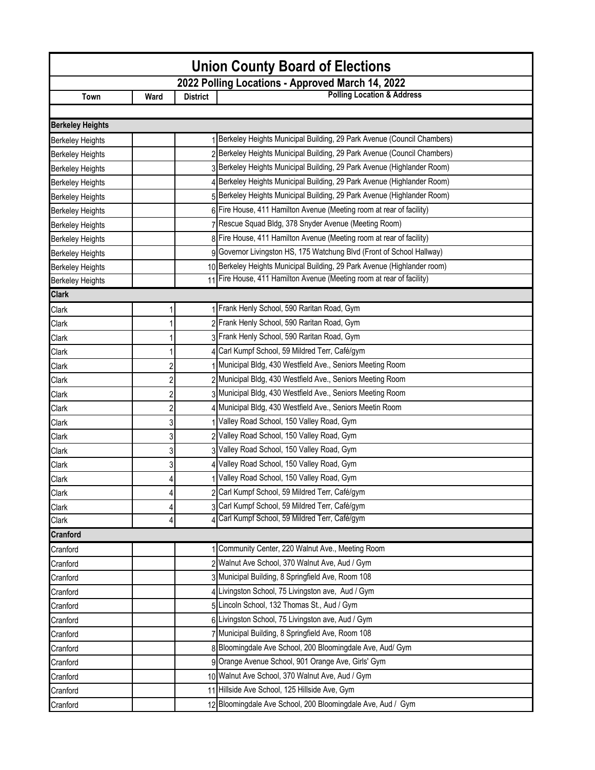# Union County Board of Elections

## 2022 Polling Locations - Approved March 14, 2022

| Town | Ward | District | Polling Location & Address |
|---|---|---|---|
| **Berkeley Heights** | | | |
| Berkeley Heights | | 1 | Berkeley Heights Municipal Building, 29 Park Avenue (Council Chambers) |
| Berkeley Heights | | 2 | Berkeley Heights Municipal Building, 29 Park Avenue (Council Chambers) |
| Berkeley Heights | | 3 | Berkeley Heights Municipal Building, 29 Park Avenue (Highlander Room) |
| Berkeley Heights | | 4 | Berkeley Heights Municipal Building, 29 Park Avenue (Highlander Room) |
| Berkeley Heights | | 5 | Berkeley Heights Municipal Building, 29 Park Avenue (Highlander Room) |
| Berkeley Heights | | 6 | Fire House, 411 Hamilton Avenue (Meeting room at rear of facility) |
| Berkeley Heights | | 7 | Rescue Squad Bldg, 378 Snyder Avenue (Meeting Room) |
| Berkeley Heights | | 8 | Fire House, 411 Hamilton Avenue (Meeting room at rear of facility) |
| Berkeley Heights | | 9 | Governor Livingston HS, 175 Watchung Blvd (Front of School Hallway) |
| Berkeley Heights | | 10 | Berkeley Heights Municipal Building, 29 Park Avenue (Highlander room) |
| Berkeley Heights | | 11 | Fire House, 411 Hamilton Avenue (Meeting room at rear of facility) |
| **Clark** | | | |
| Clark | 1 | 1 | Frank Henly School, 590 Raritan Road, Gym |
| Clark | 1 | 2 | Frank Henly School, 590 Raritan Road, Gym |
| Clark | 1 | 3 | Frank Henly School, 590 Raritan Road, Gym |
| Clark | 1 | 4 | Carl Kumpf School, 59 Mildred Terr, Café/gym |
| Clark | 2 | 1 | Municipal Bldg, 430 Westfield Ave., Seniors Meeting Room |
| Clark | 2 | 2 | Municipal Bldg, 430 Westfield Ave., Seniors Meeting Room |
| Clark | 2 | 3 | Municipal Bldg, 430 Westfield Ave., Seniors Meeting Room |
| Clark | 2 | 4 | Municipal Bldg, 430 Westfield Ave., Seniors Meetin Room |
| Clark | 3 | 1 | Valley Road School, 150 Valley Road, Gym |
| Clark | 3 | 2 | Valley Road School, 150 Valley Road, Gym |
| Clark | 3 | 3 | Valley Road School, 150 Valley Road, Gym |
| Clark | 3 | 4 | Valley Road School, 150 Valley Road, Gym |
| Clark | 4 | 1 | Valley Road School, 150 Valley Road, Gym |
| Clark | 4 | 2 | Carl Kumpf School, 59 Mildred Terr, Café/gym |
| Clark | 4 | 3 | Carl Kumpf School, 59 Mildred Terr, Café/gym |
| Clark | 4 | 4 | Carl Kumpf School, 59 Mildred Terr, Café/gym |
| **Cranford** | | | |
| Cranford | | 1 | Community Center, 220 Walnut Ave., Meeting Room |
| Cranford | | 2 | Walnut Ave School, 370 Walnut Ave, Aud / Gym |
| Cranford | | 3 | Municipal Building, 8 Springfield Ave, Room 108 |
| Cranford | | 4 | Livingston School, 75 Livingston ave, Aud / Gym |
| Cranford | | 5 | Lincoln School, 132 Thomas St., Aud / Gym |
| Cranford | | 6 | Livingston School, 75 Livingston ave, Aud / Gym |
| Cranford | | 7 | Municipal Building, 8 Springfield Ave, Room 108 |
| Cranford | | 8 | Bloomingdale Ave School, 200 Bloomingdale Ave, Aud/ Gym |
| Cranford | | 9 | Orange Avenue School, 901 Orange Ave, Girls' Gym |
| Cranford | | 10 | Walnut Ave School, 370 Walnut Ave, Aud / Gym |
| Cranford | | 11 | Hillside Ave School, 125 Hillside Ave, Gym |
| Cranford | | 12 | Bloomingdale Ave School, 200 Bloomingdale Ave, Aud / Gym |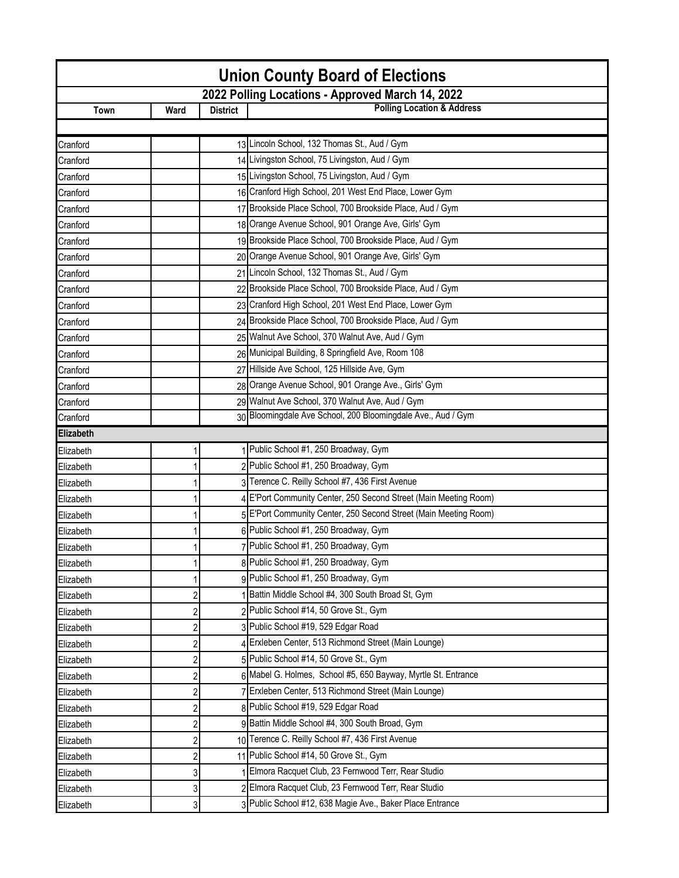# Union County Board of Elections

## 2022 Polling Locations - Approved March 14, 2022

| Town | Ward | District | Polling Location & Address |
|---|---|---|---|
| | | | |
| Cranford | | 13 | Lincoln School, 132 Thomas St., Aud / Gym |
| Cranford | | 14 | Livingston School, 75 Livingston, Aud / Gym |
| Cranford | | 15 | Livingston School, 75 Livingston, Aud / Gym |
| Cranford | | 16 | Cranford High School, 201 West End Place, Lower Gym |
| Cranford | | 17 | Brookside Place School, 700 Brookside Place, Aud / Gym |
| Cranford | | 18 | Orange Avenue School, 901 Orange Ave, Girls' Gym |
| Cranford | | 19 | Brookside Place School, 700 Brookside Place, Aud / Gym |
| Cranford | | 20 | Orange Avenue School, 901 Orange Ave, Girls' Gym |
| Cranford | | 21 | Lincoln School, 132 Thomas St., Aud / Gym |
| Cranford | | 22 | Brookside Place School, 700 Brookside Place, Aud / Gym |
| Cranford | | 23 | Cranford High School, 201 West End Place, Lower Gym |
| Cranford | | 24 | Brookside Place School, 700 Brookside Place, Aud / Gym |
| Cranford | | 25 | Walnut Ave School, 370 Walnut Ave, Aud / Gym |
| Cranford | | 26 | Municipal Building, 8 Springfield Ave, Room 108 |
| Cranford | | 27 | Hillside Ave School, 125 Hillside Ave, Gym |
| Cranford | | 28 | Orange Avenue School, 901 Orange Ave., Girls' Gym |
| Cranford | | 29 | Walnut Ave School, 370 Walnut Ave, Aud / Gym |
| Cranford | | 30 | Bloomingdale Ave School, 200 Bloomingdale Ave., Aud / Gym |
| **Elizabeth** | | | |
| Elizabeth | 1 | 1 | Public School #1, 250 Broadway, Gym |
| Elizabeth | 1 | 2 | Public School #1, 250 Broadway, Gym |
| Elizabeth | 1 | 3 | Terence C. Reilly School #7, 436 First Avenue |
| Elizabeth | 1 | 4 | E'Port Community Center, 250 Second Street (Main Meeting Room) |
| Elizabeth | 1 | 5 | E'Port Community Center, 250 Second Street (Main Meeting Room) |
| Elizabeth | 1 | 6 | Public School #1, 250 Broadway, Gym |
| Elizabeth | 1 | 7 | Public School #1, 250 Broadway, Gym |
| Elizabeth | 1 | 8 | Public School #1, 250 Broadway, Gym |
| Elizabeth | 1 | 9 | Public School #1, 250 Broadway, Gym |
| Elizabeth | 2 | 1 | Battin Middle School #4, 300 South Broad St, Gym |
| Elizabeth | 2 | 2 | Public School #14, 50 Grove St., Gym |
| Elizabeth | 2 | 3 | Public School #19, 529 Edgar Road |
| Elizabeth | 2 | 4 | Erxleben Center, 513 Richmond Street (Main Lounge) |
| Elizabeth | 2 | 5 | Public School #14, 50 Grove St., Gym |
| Elizabeth | 2 | 6 | Mabel G. Holmes, School #5, 650 Bayway, Myrtle St. Entrance |
| Elizabeth | 2 | 7 | Erxleben Center, 513 Richmond Street (Main Lounge) |
| Elizabeth | 2 | 8 | Public School #19, 529 Edgar Road |
| Elizabeth | 2 | 9 | Battin Middle School #4, 300 South Broad, Gym |
| Elizabeth | 2 | 10 | Terence C. Reilly School #7, 436 First Avenue |
| Elizabeth | 2 | 11 | Public School #14, 50 Grove St., Gym |
| Elizabeth | 3 | 1 | Elmora Racquet Club, 23 Fernwood Terr, Rear Studio |
| Elizabeth | 3 | 2 | Elmora Racquet Club, 23 Fernwood Terr, Rear Studio |
| Elizabeth | 3 | 3 | Public School #12, 638 Magie Ave., Baker Place Entrance |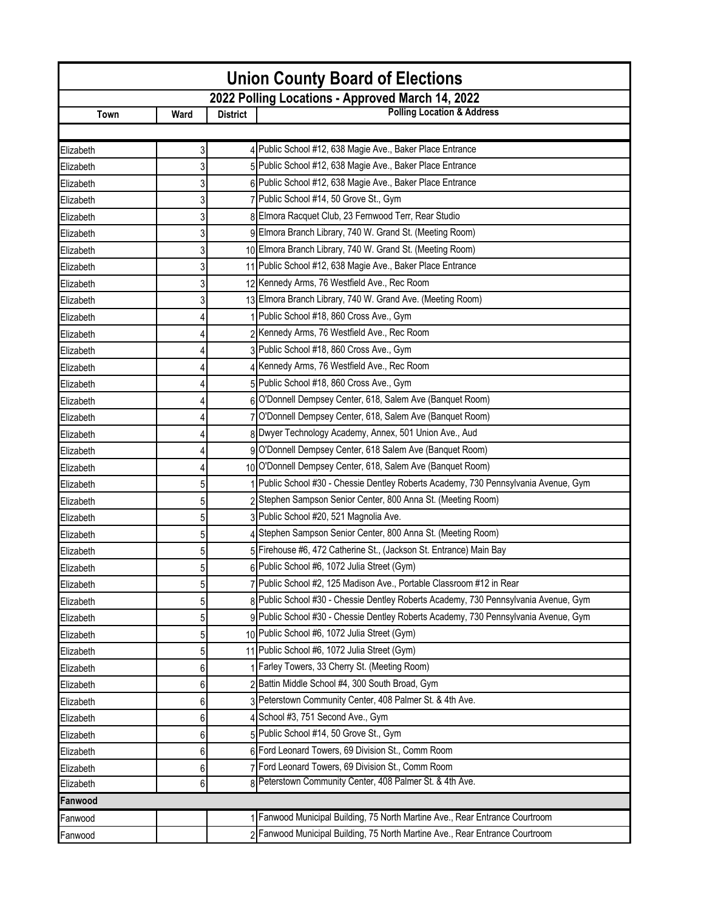# Union County Board of Elections

## 2022 Polling Locations - Approved March 14, 2022

| Town | Ward | District | Polling Location & Address |
|---|---|---|---|
| Elizabeth | 3 | 4 | Public School #12, 638 Magie Ave., Baker Place Entrance |
| Elizabeth | 3 | 5 | Public School #12, 638 Magie Ave., Baker Place Entrance |
| Elizabeth | 3 | 6 | Public School #12, 638 Magie Ave., Baker Place Entrance |
| Elizabeth | 3 | 7 | Public School #14, 50 Grove St., Gym |
| Elizabeth | 3 | 8 | Elmora Racquet Club, 23 Fernwood Terr, Rear Studio |
| Elizabeth | 3 | 9 | Elmora Branch Library, 740 W. Grand St. (Meeting Room) |
| Elizabeth | 3 | 10 | Elmora Branch Library, 740 W. Grand St. (Meeting Room) |
| Elizabeth | 3 | 11 | Public School #12, 638 Magie Ave., Baker Place Entrance |
| Elizabeth | 3 | 12 | Kennedy Arms, 76 Westfield Ave., Rec Room |
| Elizabeth | 3 | 13 | Elmora Branch Library, 740 W. Grand Ave. (Meeting Room) |
| Elizabeth | 4 | 1 | Public School #18, 860 Cross Ave., Gym |
| Elizabeth | 4 | 2 | Kennedy Arms, 76 Westfield Ave., Rec Room |
| Elizabeth | 4 | 3 | Public School #18, 860 Cross Ave., Gym |
| Elizabeth | 4 | 4 | Kennedy Arms, 76 Westfield Ave., Rec Room |
| Elizabeth | 4 | 5 | Public School #18, 860 Cross Ave., Gym |
| Elizabeth | 4 | 6 | O'Donnell Dempsey Center, 618, Salem Ave (Banquet Room) |
| Elizabeth | 4 | 7 | O'Donnell Dempsey Center, 618, Salem Ave (Banquet Room) |
| Elizabeth | 4 | 8 | Dwyer Technology Academy, Annex, 501 Union Ave., Aud |
| Elizabeth | 4 | 9 | O'Donnell Dempsey Center, 618 Salem Ave (Banquet Room) |
| Elizabeth | 4 | 10 | O'Donnell Dempsey Center, 618, Salem Ave (Banquet Room) |
| Elizabeth | 5 | 1 | Public School #30 - Chessie Dentley Roberts Academy, 730 Pennsylvania Avenue, Gym |
| Elizabeth | 5 | 2 | Stephen Sampson Senior Center, 800 Anna St. (Meeting Room) |
| Elizabeth | 5 | 3 | Public School #20, 521 Magnolia Ave. |
| Elizabeth | 5 | 4 | Stephen Sampson Senior Center, 800 Anna St. (Meeting Room) |
| Elizabeth | 5 | 5 | Firehouse #6, 472 Catherine St., (Jackson St. Entrance) Main Bay |
| Elizabeth | 5 | 6 | Public School #6, 1072 Julia Street (Gym) |
| Elizabeth | 5 | 7 | Public School #2, 125 Madison Ave., Portable Classroom #12 in Rear |
| Elizabeth | 5 | 8 | Public School #30 - Chessie Dentley Roberts Academy, 730 Pennsylvania Avenue, Gym |
| Elizabeth | 5 | 9 | Public School #30 - Chessie Dentley Roberts Academy, 730 Pennsylvania Avenue, Gym |
| Elizabeth | 5 | 10 | Public School #6, 1072 Julia Street (Gym) |
| Elizabeth | 5 | 11 | Public School #6, 1072 Julia Street (Gym) |
| Elizabeth | 6 | 1 | Farley Towers, 33 Cherry St. (Meeting Room) |
| Elizabeth | 6 | 2 | Battin Middle School #4, 300 South Broad, Gym |
| Elizabeth | 6 | 3 | Peterstown Community Center, 408 Palmer St. & 4th Ave. |
| Elizabeth | 6 | 4 | School #3, 751 Second Ave., Gym |
| Elizabeth | 6 | 5 | Public School #14, 50 Grove St., Gym |
| Elizabeth | 6 | 6 | Ford Leonard Towers, 69 Division St., Comm Room |
| Elizabeth | 6 | 7 | Ford Leonard Towers, 69 Division St., Comm Room |
| Elizabeth | 6 | 8 | Peterstown Community Center, 408 Palmer St. & 4th Ave. |
| **Fanwood** | | | |
| Fanwood | | 1 | Fanwood Municipal Building, 75 North Martine Ave., Rear Entrance Courtroom |
| Fanwood | | 2 | Fanwood Municipal Building, 75 North Martine Ave., Rear Entrance Courtroom |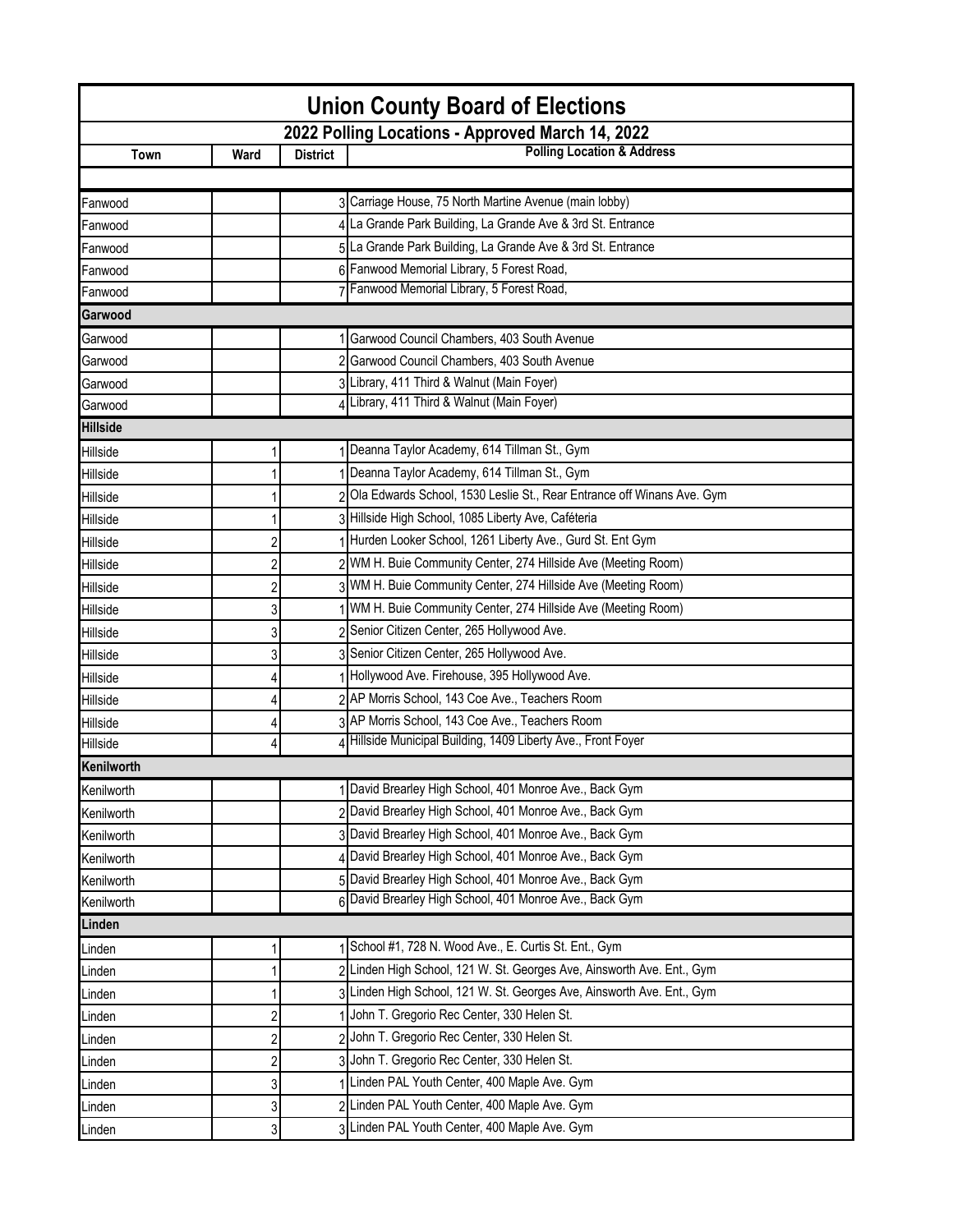# Union County Board of Elections

## 2022 Polling Locations - Approved March 14, 2022

| Town | Ward | District | Polling Location & Address |
|---|---|---|---|
| Fanwood | | 3 | Carriage House, 75 North Martine Avenue (main lobby) |
| Fanwood | | 4 | La Grande Park Building, La Grande Ave & 3rd St. Entrance |
| Fanwood | | 5 | La Grande Park Building, La Grande Ave & 3rd St. Entrance |
| Fanwood | | 6 | Fanwood Memorial Library, 5 Forest Road, |
| Fanwood | | 7 | Fanwood Memorial Library, 5 Forest Road, |
| **Garwood** | | | |
| Garwood | | 1 | Garwood Council Chambers, 403 South Avenue |
| Garwood | | 2 | Garwood Council Chambers, 403 South Avenue |
| Garwood | | 3 | Library, 411 Third & Walnut (Main Foyer) |
| Garwood | | 4 | Library, 411 Third & Walnut (Main Foyer) |
| **Hillside** | | | |
| Hillside | 1 | 1 | Deanna Taylor Academy, 614 Tillman St., Gym |
| Hillside | 1 | 1 | Deanna Taylor Academy, 614 Tillman St., Gym |
| Hillside | 1 | 2 | Ola Edwards School, 1530 Leslie St., Rear Entrance off Winans Ave. Gym |
| Hillside | 1 | 3 | Hillside High School, 1085 Liberty Ave, Caféteria |
| Hillside | 2 | 1 | Hurden Looker School, 1261 Liberty Ave., Gurd St. Ent Gym |
| Hillside | 2 | 2 | WM H. Buie Community Center, 274 Hillside Ave (Meeting Room) |
| Hillside | 2 | 3 | WM H. Buie Community Center, 274 Hillside Ave (Meeting Room) |
| Hillside | 3 | 1 | WM H. Buie Community Center, 274 Hillside Ave (Meeting Room) |
| Hillside | 3 | 2 | Senior Citizen Center, 265 Hollywood Ave. |
| Hillside | 3 | 3 | Senior Citizen Center, 265 Hollywood Ave. |
| Hillside | 4 | 1 | Hollywood Ave. Firehouse, 395 Hollywood Ave. |
| Hillside | 4 | 2 | AP Morris School, 143 Coe Ave., Teachers Room |
| Hillside | 4 | 3 | AP Morris School, 143 Coe Ave., Teachers Room |
| Hillside | 4 | 4 | Hillside Municipal Building, 1409 Liberty Ave., Front Foyer |
| **Kenilworth** | | | |
| Kenilworth | | 1 | David Brearley High School, 401 Monroe Ave., Back Gym |
| Kenilworth | | 2 | David Brearley High School, 401 Monroe Ave., Back Gym |
| Kenilworth | | 3 | David Brearley High School, 401 Monroe Ave., Back Gym |
| Kenilworth | | 4 | David Brearley High School, 401 Monroe Ave., Back Gym |
| Kenilworth | | 5 | David Brearley High School, 401 Monroe Ave., Back Gym |
| Kenilworth | | 6 | David Brearley High School, 401 Monroe Ave., Back Gym |
| **Linden** | | | |
| Linden | 1 | 1 | School #1, 728 N. Wood Ave., E. Curtis St. Ent., Gym |
| Linden | 1 | 2 | Linden High School, 121 W. St. Georges Ave, Ainsworth Ave. Ent., Gym |
| Linden | 1 | 3 | Linden High School, 121 W. St. Georges Ave, Ainsworth Ave. Ent., Gym |
| Linden | 2 | 1 | John T. Gregorio Rec Center, 330 Helen St. |
| Linden | 2 | 2 | John T. Gregorio Rec Center, 330 Helen St. |
| Linden | 2 | 3 | John T. Gregorio Rec Center, 330 Helen St. |
| Linden | 3 | 1 | Linden PAL Youth Center, 400 Maple Ave. Gym |
| Linden | 3 | 2 | Linden PAL Youth Center, 400 Maple Ave. Gym |
| Linden | 3 | 3 | Linden PAL Youth Center, 400 Maple Ave. Gym |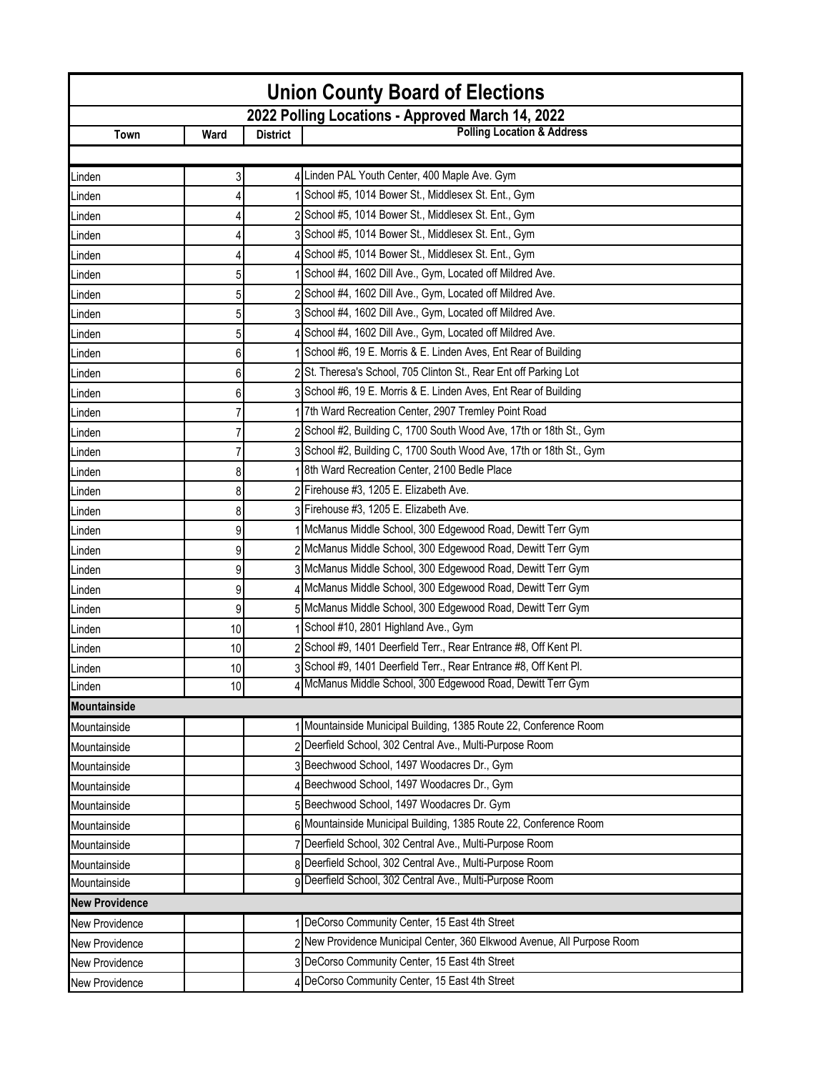# Union County Board of Elections

## 2022 Polling Locations - Approved March 14, 2022

| Town | Ward | District | Polling Location & Address |
|---|---|---|---|
| Linden | 3 | 4 | Linden PAL Youth Center, 400 Maple Ave. Gym |
| Linden | 4 | 1 | School #5, 1014 Bower St., Middlesex St. Ent., Gym |
| Linden | 4 | 2 | School #5, 1014 Bower St., Middlesex St. Ent., Gym |
| Linden | 4 | 3 | School #5, 1014 Bower St., Middlesex St. Ent., Gym |
| Linden | 4 | 4 | School #5, 1014 Bower St., Middlesex St. Ent., Gym |
| Linden | 5 | 1 | School #4, 1602 Dill Ave., Gym, Located off Mildred Ave. |
| Linden | 5 | 2 | School #4, 1602 Dill Ave., Gym, Located off Mildred Ave. |
| Linden | 5 | 3 | School #4, 1602 Dill Ave., Gym, Located off Mildred Ave. |
| Linden | 5 | 4 | School #4, 1602 Dill Ave., Gym, Located off Mildred Ave. |
| Linden | 6 | 1 | School #6, 19 E. Morris & E. Linden Aves, Ent Rear of Building |
| Linden | 6 | 2 | St. Theresa's School, 705 Clinton St., Rear Ent off Parking Lot |
| Linden | 6 | 3 | School #6, 19 E. Morris & E. Linden Aves, Ent Rear of Building |
| Linden | 7 | 1 | 7th Ward Recreation Center, 2907 Tremley Point Road |
| Linden | 7 | 2 | School #2, Building C, 1700 South Wood Ave, 17th or 18th St., Gym |
| Linden | 7 | 3 | School #2, Building C, 1700 South Wood Ave, 17th or 18th St., Gym |
| Linden | 8 | 1 | 8th Ward Recreation Center, 2100 Bedle Place |
| Linden | 8 | 2 | Firehouse #3, 1205 E. Elizabeth Ave. |
| Linden | 8 | 3 | Firehouse #3, 1205 E. Elizabeth Ave. |
| Linden | 9 | 1 | McManus Middle School, 300 Edgewood Road, Dewitt Terr Gym |
| Linden | 9 | 2 | McManus Middle School, 300 Edgewood Road, Dewitt Terr Gym |
| Linden | 9 | 3 | McManus Middle School, 300 Edgewood Road, Dewitt Terr Gym |
| Linden | 9 | 4 | McManus Middle School, 300 Edgewood Road, Dewitt Terr Gym |
| Linden | 9 | 5 | McManus Middle School, 300 Edgewood Road, Dewitt Terr Gym |
| Linden | 10 | 1 | School #10, 2801 Highland Ave., Gym |
| Linden | 10 | 2 | School #9, 1401 Deerfield Terr., Rear Entrance #8, Off Kent Pl. |
| Linden | 10 | 3 | School #9, 1401 Deerfield Terr., Rear Entrance #8, Off Kent Pl. |
| Linden | 10 | 4 | McManus Middle School, 300 Edgewood Road, Dewitt Terr Gym |
| **Mountainside** | | | |
| Mountainside | | 1 | Mountainside Municipal Building, 1385 Route 22, Conference Room |
| Mountainside | | 2 | Deerfield School, 302 Central Ave., Multi-Purpose Room |
| Mountainside | | 3 | Beechwood School, 1497 Woodacres Dr., Gym |
| Mountainside | | 4 | Beechwood School, 1497 Woodacres Dr., Gym |
| Mountainside | | 5 | Beechwood School, 1497 Woodacres Dr. Gym |
| Mountainside | | 6 | Mountainside Municipal Building, 1385 Route 22, Conference Room |
| Mountainside | | 7 | Deerfield School, 302 Central Ave., Multi-Purpose Room |
| Mountainside | | 8 | Deerfield School, 302 Central Ave., Multi-Purpose Room |
| Mountainside | | 9 | Deerfield School, 302 Central Ave., Multi-Purpose Room |
| **New Providence** | | | |
| New Providence | | 1 | DeCorso Community Center, 15 East 4th Street |
| New Providence | | 2 | New Providence Municipal Center, 360 Elkwood Avenue, All Purpose Room |
| New Providence | | 3 | DeCorso Community Center, 15 East 4th Street |
| New Providence | | 4 | DeCorso Community Center, 15 East 4th Street |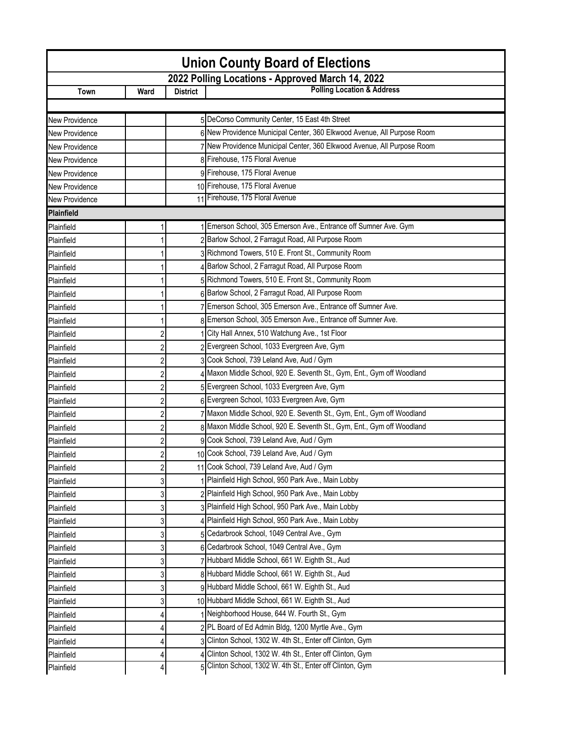# Union County Board of Elections

## 2022 Polling Locations - Approved March 14, 2022

| Town | Ward | District | Polling Location & Address |
|---|---|---|---|
| New Providence | | 5 | DeCorso Community Center, 15 East 4th Street |
| New Providence | | 6 | New Providence Municipal Center, 360 Elkwood Avenue, All Purpose Room |
| New Providence | | 7 | New Providence Municipal Center, 360 Elkwood Avenue, All Purpose Room |
| New Providence | | 8 | Firehouse, 175 Floral Avenue |
| New Providence | | 9 | Firehouse, 175 Floral Avenue |
| New Providence | | 10 | Firehouse, 175 Floral Avenue |
| New Providence | | 11 | Firehouse, 175 Floral Avenue |
| **Plainfield** | | | |
| Plainfield | 1 | 1 | Emerson School, 305 Emerson Ave., Entrance off Sumner Ave. Gym |
| Plainfield | 1 | 2 | Barlow School, 2 Farragut Road, All Purpose Room |
| Plainfield | 1 | 3 | Richmond Towers, 510 E. Front St., Community Room |
| Plainfield | 1 | 4 | Barlow School, 2 Farragut Road, All Purpose Room |
| Plainfield | 1 | 5 | Richmond Towers, 510 E. Front St., Community Room |
| Plainfield | 1 | 6 | Barlow School, 2 Farragut Road, All Purpose Room |
| Plainfield | 1 | 7 | Emerson School, 305 Emerson Ave., Entrance off Sumner Ave. |
| Plainfield | 1 | 8 | Emerson School, 305 Emerson Ave., Entrance off Sumner Ave. |
| Plainfield | 2 | 1 | City Hall Annex, 510 Watchung Ave., 1st Floor |
| Plainfield | 2 | 2 | Evergreen School, 1033 Evergreen Ave, Gym |
| Plainfield | 2 | 3 | Cook School, 739 Leland Ave, Aud / Gym |
| Plainfield | 2 | 4 | Maxon Middle School, 920 E. Seventh St., Gym, Ent., Gym off Woodland |
| Plainfield | 2 | 5 | Evergreen School, 1033 Evergreen Ave, Gym |
| Plainfield | 2 | 6 | Evergreen School, 1033 Evergreen Ave, Gym |
| Plainfield | 2 | 7 | Maxon Middle School, 920 E. Seventh St., Gym, Ent., Gym off Woodland |
| Plainfield | 2 | 8 | Maxon Middle School, 920 E. Seventh St., Gym, Ent., Gym off Woodland |
| Plainfield | 2 | 9 | Cook School, 739 Leland Ave, Aud / Gym |
| Plainfield | 2 | 10 | Cook School, 739 Leland Ave, Aud / Gym |
| Plainfield | 2 | 11 | Cook School, 739 Leland Ave, Aud / Gym |
| Plainfield | 3 | 1 | Plainfield High School, 950 Park Ave., Main Lobby |
| Plainfield | 3 | 2 | Plainfield High School, 950 Park Ave., Main Lobby |
| Plainfield | 3 | 3 | Plainfield High School, 950 Park Ave., Main Lobby |
| Plainfield | 3 | 4 | Plainfield High School, 950 Park Ave., Main Lobby |
| Plainfield | 3 | 5 | Cedarbrook School, 1049 Central Ave., Gym |
| Plainfield | 3 | 6 | Cedarbrook School, 1049 Central Ave., Gym |
| Plainfield | 3 | 7 | Hubbard Middle School, 661 W. Eighth St., Aud |
| Plainfield | 3 | 8 | Hubbard Middle School, 661 W. Eighth St., Aud |
| Plainfield | 3 | 9 | Hubbard Middle School, 661 W. Eighth St., Aud |
| Plainfield | 3 | 10 | Hubbard Middle School, 661 W. Eighth St., Aud |
| Plainfield | 4 | 1 | Neighborhood House, 644 W. Fourth St., Gym |
| Plainfield | 4 | 2 | PL Board of Ed Admin Bldg, 1200 Myrtle Ave., Gym |
| Plainfield | 4 | 3 | Clinton School, 1302 W. 4th St., Enter off Clinton, Gym |
| Plainfield | 4 | 4 | Clinton School, 1302 W. 4th St., Enter off Clinton, Gym |
| Plainfield | 4 | 5 | Clinton School, 1302 W. 4th St., Enter off Clinton, Gym |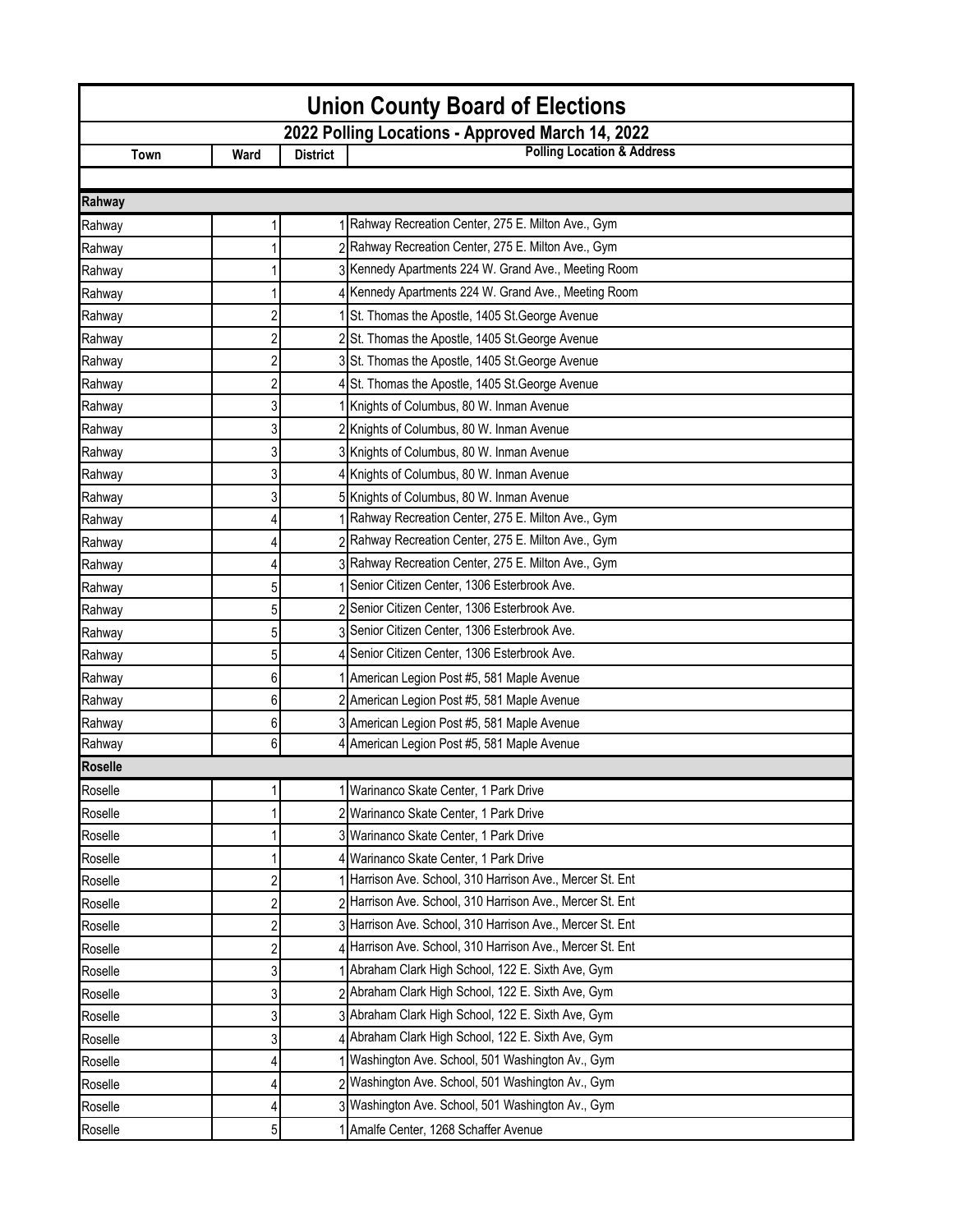# Union County Board of Elections

## 2022 Polling Locations - Approved March 14, 2022

| Town | Ward | District | Polling Location & Address |
|---|---|---|---|
| **Rahway** | | | |
| Rahway | 1 | 1 | Rahway Recreation Center, 275 E. Milton Ave., Gym |
| Rahway | 1 | 2 | Rahway Recreation Center, 275 E. Milton Ave., Gym |
| Rahway | 1 | 3 | Kennedy Apartments 224 W. Grand Ave., Meeting Room |
| Rahway | 1 | 4 | Kennedy Apartments 224 W. Grand Ave., Meeting Room |
| Rahway | 2 | 1 | St. Thomas the Apostle, 1405 St.George Avenue |
| Rahway | 2 | 2 | St. Thomas the Apostle, 1405 St.George Avenue |
| Rahway | 2 | 3 | St. Thomas the Apostle, 1405 St.George Avenue |
| Rahway | 2 | 4 | St. Thomas the Apostle, 1405 St.George Avenue |
| Rahway | 3 | 1 | Knights of Columbus, 80 W. Inman Avenue |
| Rahway | 3 | 2 | Knights of Columbus, 80 W. Inman Avenue |
| Rahway | 3 | 3 | Knights of Columbus, 80 W. Inman Avenue |
| Rahway | 3 | 4 | Knights of Columbus, 80 W. Inman Avenue |
| Rahway | 3 | 5 | Knights of Columbus, 80 W. Inman Avenue |
| Rahway | 4 | 1 | Rahway Recreation Center, 275 E. Milton Ave., Gym |
| Rahway | 4 | 2 | Rahway Recreation Center, 275 E. Milton Ave., Gym |
| Rahway | 4 | 3 | Rahway Recreation Center, 275 E. Milton Ave., Gym |
| Rahway | 5 | 1 | Senior Citizen Center, 1306 Esterbrook Ave. |
| Rahway | 5 | 2 | Senior Citizen Center, 1306 Esterbrook Ave. |
| Rahway | 5 | 3 | Senior Citizen Center, 1306 Esterbrook Ave. |
| Rahway | 5 | 4 | Senior Citizen Center, 1306 Esterbrook Ave. |
| Rahway | 6 | 1 | American Legion Post #5, 581 Maple Avenue |
| Rahway | 6 | 2 | American Legion Post #5, 581 Maple Avenue |
| Rahway | 6 | 3 | American Legion Post #5, 581 Maple Avenue |
| Rahway | 6 | 4 | American Legion Post #5, 581 Maple Avenue |
| **Roselle** | | | |
| Roselle | 1 | 1 | Warinanco Skate Center, 1 Park Drive |
| Roselle | 1 | 2 | Warinanco Skate Center, 1 Park Drive |
| Roselle | 1 | 3 | Warinanco Skate Center, 1 Park Drive |
| Roselle | 1 | 4 | Warinanco Skate Center, 1 Park Drive |
| Roselle | 2 | 1 | Harrison Ave. School, 310 Harrison Ave., Mercer St. Ent |
| Roselle | 2 | 2 | Harrison Ave. School, 310 Harrison Ave., Mercer St. Ent |
| Roselle | 2 | 3 | Harrison Ave. School, 310 Harrison Ave., Mercer St. Ent |
| Roselle | 2 | 4 | Harrison Ave. School, 310 Harrison Ave., Mercer St. Ent |
| Roselle | 3 | 1 | Abraham Clark High School, 122 E. Sixth Ave, Gym |
| Roselle | 3 | 2 | Abraham Clark High School, 122 E. Sixth Ave, Gym |
| Roselle | 3 | 3 | Abraham Clark High School, 122 E. Sixth Ave, Gym |
| Roselle | 3 | 4 | Abraham Clark High School, 122 E. Sixth Ave, Gym |
| Roselle | 4 | 1 | Washington Ave. School, 501 Washington Av., Gym |
| Roselle | 4 | 2 | Washington Ave. School, 501 Washington Av., Gym |
| Roselle | 4 | 3 | Washington Ave. School, 501 Washington Av., Gym |
| Roselle | 5 | 1 | Amalfe Center, 1268 Schaffer Avenue |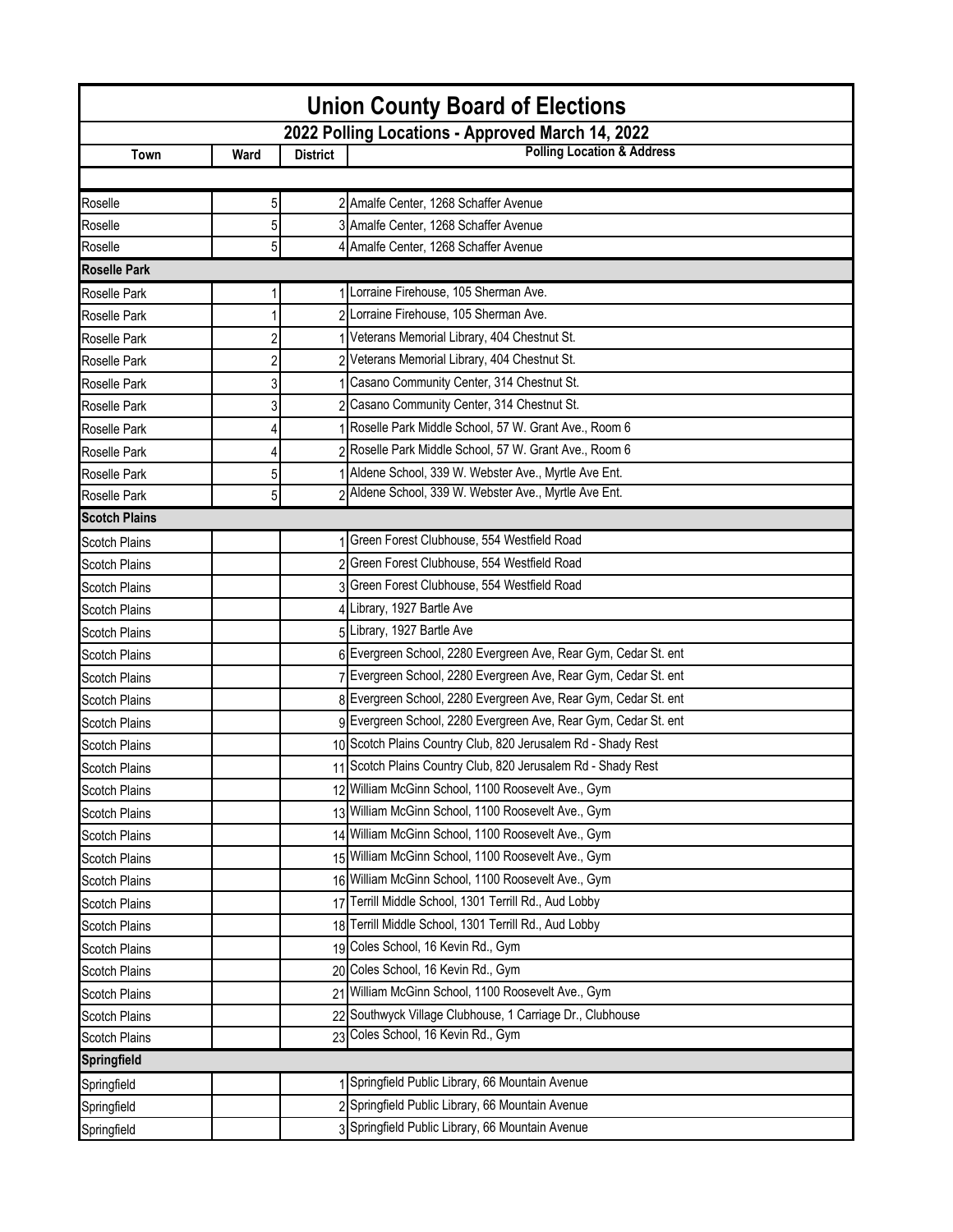# Union County Board of Elections

## 2022 Polling Locations - Approved March 14, 2022

| Town | Ward | District | Polling Location & Address |
|---|---|---|---|
| | | | |
| Roselle | 5 | 2 | Amalfe Center, 1268 Schaffer Avenue |
| Roselle | 5 | 3 | Amalfe Center, 1268 Schaffer Avenue |
| Roselle | 5 | 4 | Amalfe Center, 1268 Schaffer Avenue |
| **Roselle Park** | | | |
| Roselle Park | 1 | 1 | Lorraine Firehouse, 105 Sherman Ave. |
| Roselle Park | 1 | 2 | Lorraine Firehouse, 105 Sherman Ave. |
| Roselle Park | 2 | 1 | Veterans Memorial Library, 404 Chestnut St. |
| Roselle Park | 2 | 2 | Veterans Memorial Library, 404 Chestnut St. |
| Roselle Park | 3 | 1 | Casano Community Center, 314 Chestnut St. |
| Roselle Park | 3 | 2 | Casano Community Center, 314 Chestnut St. |
| Roselle Park | 4 | 1 | Roselle Park Middle School, 57 W. Grant Ave., Room 6 |
| Roselle Park | 4 | 2 | Roselle Park Middle School, 57 W. Grant Ave., Room 6 |
| Roselle Park | 5 | 1 | Aldene School, 339 W. Webster Ave., Myrtle Ave Ent. |
| Roselle Park | 5 | 2 | Aldene School, 339 W. Webster Ave., Myrtle Ave Ent. |
| **Scotch Plains** | | | |
| Scotch Plains | | 1 | Green Forest Clubhouse, 554 Westfield Road |
| Scotch Plains | | 2 | Green Forest Clubhouse, 554 Westfield Road |
| Scotch Plains | | 3 | Green Forest Clubhouse, 554 Westfield Road |
| Scotch Plains | | 4 | Library, 1927 Bartle Ave |
| Scotch Plains | | 5 | Library, 1927 Bartle Ave |
| Scotch Plains | | 6 | Evergreen School, 2280 Evergreen Ave, Rear Gym, Cedar St. ent |
| Scotch Plains | | 7 | Evergreen School, 2280 Evergreen Ave, Rear Gym, Cedar St. ent |
| Scotch Plains | | 8 | Evergreen School, 2280 Evergreen Ave, Rear Gym, Cedar St. ent |
| Scotch Plains | | 9 | Evergreen School, 2280 Evergreen Ave, Rear Gym, Cedar St. ent |
| Scotch Plains | | 10 | Scotch Plains Country Club, 820 Jerusalem Rd - Shady Rest |
| Scotch Plains | | 11 | Scotch Plains Country Club, 820 Jerusalem Rd - Shady Rest |
| Scotch Plains | | 12 | William McGinn School, 1100 Roosevelt Ave., Gym |
| Scotch Plains | | 13 | William McGinn School, 1100 Roosevelt Ave., Gym |
| Scotch Plains | | 14 | William McGinn School, 1100 Roosevelt Ave., Gym |
| Scotch Plains | | 15 | William McGinn School, 1100 Roosevelt Ave., Gym |
| Scotch Plains | | 16 | William McGinn School, 1100 Roosevelt Ave., Gym |
| Scotch Plains | | 17 | Terrill Middle School, 1301 Terrill Rd., Aud Lobby |
| Scotch Plains | | 18 | Terrill Middle School, 1301 Terrill Rd., Aud Lobby |
| Scotch Plains | | 19 | Coles School, 16 Kevin Rd., Gym |
| Scotch Plains | | 20 | Coles School, 16 Kevin Rd., Gym |
| Scotch Plains | | 21 | William McGinn School, 1100 Roosevelt Ave., Gym |
| Scotch Plains | | 22 | Southwyck Village Clubhouse, 1 Carriage Dr., Clubhouse |
| Scotch Plains | | 23 | Coles School, 16 Kevin Rd., Gym |
| **Springfield** | | | |
| Springfield | | 1 | Springfield Public Library, 66 Mountain Avenue |
| Springfield | | 2 | Springfield Public Library, 66 Mountain Avenue |
| Springfield | | 3 | Springfield Public Library, 66 Mountain Avenue |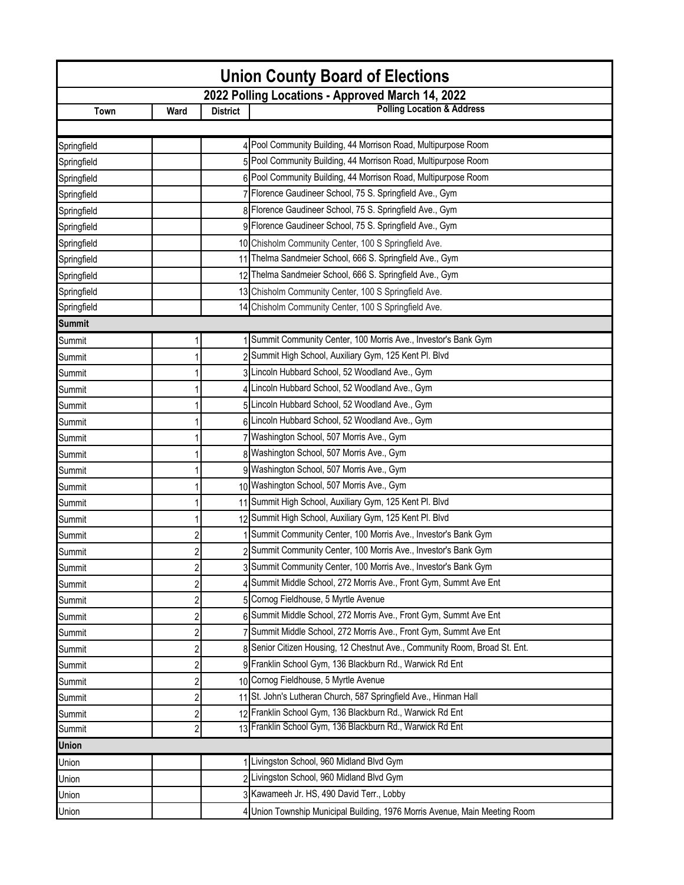# Union County Board of Elections

## 2022 Polling Locations - Approved March 14, 2022

| Town | Ward | District | Polling Location & Address |
|---|---|---|---|
| | | | |
| Springfield | | 4 | Pool Community Building, 44 Morrison Road, Multipurpose Room |
| Springfield | | 5 | Pool Community Building, 44 Morrison Road, Multipurpose Room |
| Springfield | | 6 | Pool Community Building, 44 Morrison Road, Multipurpose Room |
| Springfield | | 7 | Florence Gaudineer School, 75 S. Springfield Ave., Gym |
| Springfield | | 8 | Florence Gaudineer School, 75 S. Springfield Ave., Gym |
| Springfield | | 9 | Florence Gaudineer School, 75 S. Springfield Ave., Gym |
| Springfield | | 10 | Chisholm Community Center, 100 S Springfield Ave. |
| Springfield | | 11 | Thelma Sandmeier School, 666 S. Springfield Ave., Gym |
| Springfield | | 12 | Thelma Sandmeier School, 666 S. Springfield Ave., Gym |
| Springfield | | 13 | Chisholm Community Center, 100 S Springfield Ave. |
| Springfield | | 14 | Chisholm Community Center, 100 S Springfield Ave. |
| **Summit** | | | |
| Summit | 1 | 1 | Summit Community Center, 100 Morris Ave., Investor's Bank Gym |
| Summit | 1 | 2 | Summit High School, Auxiliary Gym, 125 Kent Pl. Blvd |
| Summit | 1 | 3 | Lincoln Hubbard School, 52 Woodland Ave., Gym |
| Summit | 1 | 4 | Lincoln Hubbard School, 52 Woodland Ave., Gym |
| Summit | 1 | 5 | Lincoln Hubbard School, 52 Woodland Ave., Gym |
| Summit | 1 | 6 | Lincoln Hubbard School, 52 Woodland Ave., Gym |
| Summit | 1 | 7 | Washington School, 507 Morris Ave., Gym |
| Summit | 1 | 8 | Washington School, 507 Morris Ave., Gym |
| Summit | 1 | 9 | Washington School, 507 Morris Ave., Gym |
| Summit | 1 | 10 | Washington School, 507 Morris Ave., Gym |
| Summit | 1 | 11 | Summit High School, Auxiliary Gym, 125 Kent Pl. Blvd |
| Summit | 1 | 12 | Summit High School, Auxiliary Gym, 125 Kent Pl. Blvd |
| Summit | 2 | 1 | Summit Community Center, 100 Morris Ave., Investor's Bank Gym |
| Summit | 2 | 2 | Summit Community Center, 100 Morris Ave., Investor's Bank Gym |
| Summit | 2 | 3 | Summit Community Center, 100 Morris Ave., Investor's Bank Gym |
| Summit | 2 | 4 | Summit Middle School, 272 Morris Ave., Front Gym, Summt Ave Ent |
| Summit | 2 | 5 | Cornog Fieldhouse, 5 Myrtle Avenue |
| Summit | 2 | 6 | Summit Middle School, 272 Morris Ave., Front Gym, Summt Ave Ent |
| Summit | 2 | 7 | Summit Middle School, 272 Morris Ave., Front Gym, Summt Ave Ent |
| Summit | 2 | 8 | Senior Citizen Housing, 12 Chestnut Ave., Community Room, Broad St. Ent. |
| Summit | 2 | 9 | Franklin School Gym, 136 Blackburn Rd., Warwick Rd Ent |
| Summit | 2 | 10 | Cornog Fieldhouse, 5 Myrtle Avenue |
| Summit | 2 | 11 | St. John's Lutheran Church, 587 Springfield Ave., Hinman Hall |
| Summit | 2 | 12 | Franklin School Gym, 136 Blackburn Rd., Warwick Rd Ent |
| Summit | 2 | 13 | Franklin School Gym, 136 Blackburn Rd., Warwick Rd Ent |
| **Union** | | | |
| Union | | 1 | Livingston School, 960 Midland Blvd Gym |
| Union | | 2 | Livingston School, 960 Midland Blvd Gym |
| Union | | 3 | Kawameeh Jr. HS, 490 David Terr., Lobby |
| Union | | 4 | Union Township Municipal Building, 1976 Morris Avenue, Main Meeting Room |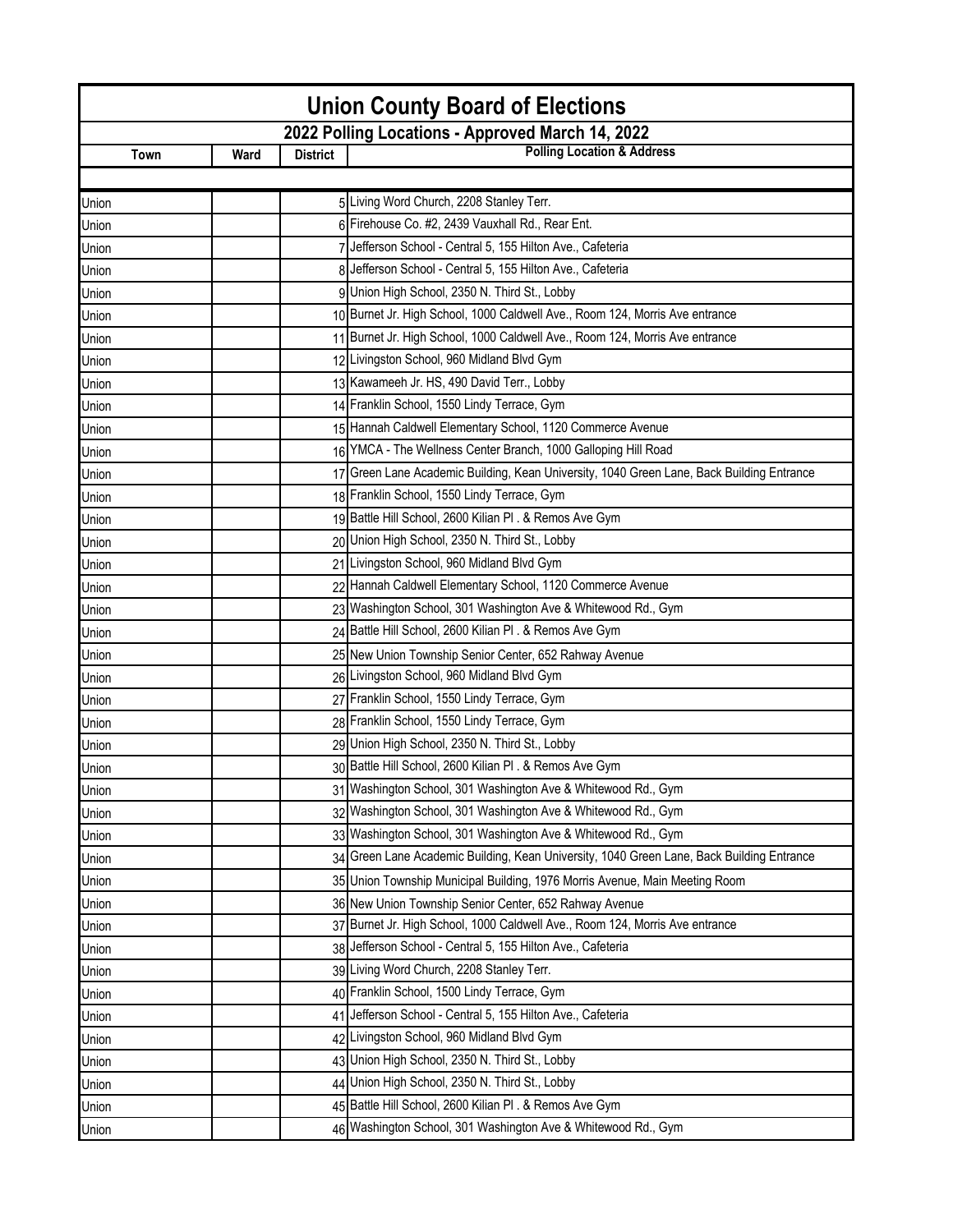# Union County Board of Elections

## 2022 Polling Locations - Approved March 14, 2022

| Town | Ward | District | Polling Location & Address |
|---|---|---|---|
| Union | | 5 | Living Word Church, 2208 Stanley Terr. |
| Union | | 6 | Firehouse Co. #2, 2439 Vauxhall Rd., Rear Ent. |
| Union | | 7 | Jefferson School - Central 5, 155 Hilton Ave., Cafeteria |
| Union | | 8 | Jefferson School - Central 5, 155 Hilton Ave., Cafeteria |
| Union | | 9 | Union High School, 2350 N. Third St., Lobby |
| Union | | 10 | Burnet Jr. High School, 1000 Caldwell Ave., Room 124, Morris Ave entrance |
| Union | | 11 | Burnet Jr. High School, 1000 Caldwell Ave., Room 124, Morris Ave entrance |
| Union | | 12 | Livingston School, 960 Midland Blvd Gym |
| Union | | 13 | Kawameeh Jr. HS, 490 David Terr., Lobby |
| Union | | 14 | Franklin School, 1550 Lindy Terrace, Gym |
| Union | | 15 | Hannah Caldwell Elementary School, 1120 Commerce Avenue |
| Union | | 16 | YMCA - The Wellness Center Branch, 1000 Galloping Hill Road |
| Union | | 17 | Green Lane Academic Building, Kean University, 1040 Green Lane, Back Building Entrance |
| Union | | 18 | Franklin School, 1550 Lindy Terrace, Gym |
| Union | | 19 | Battle Hill School, 2600 Kilian Pl . & Remos Ave Gym |
| Union | | 20 | Union High School, 2350 N. Third St., Lobby |
| Union | | 21 | Livingston School, 960 Midland Blvd Gym |
| Union | | 22 | Hannah Caldwell Elementary School, 1120 Commerce Avenue |
| Union | | 23 | Washington School, 301 Washington Ave & Whitewood Rd., Gym |
| Union | | 24 | Battle Hill School, 2600 Kilian Pl . & Remos Ave Gym |
| Union | | 25 | New Union Township Senior Center, 652 Rahway Avenue |
| Union | | 26 | Livingston School, 960 Midland Blvd Gym |
| Union | | 27 | Franklin School, 1550 Lindy Terrace, Gym |
| Union | | 28 | Franklin School, 1550 Lindy Terrace, Gym |
| Union | | 29 | Union High School, 2350 N. Third St., Lobby |
| Union | | 30 | Battle Hill School, 2600 Kilian Pl . & Remos Ave Gym |
| Union | | 31 | Washington School, 301 Washington Ave & Whitewood Rd., Gym |
| Union | | 32 | Washington School, 301 Washington Ave & Whitewood Rd., Gym |
| Union | | 33 | Washington School, 301 Washington Ave & Whitewood Rd., Gym |
| Union | | 34 | Green Lane Academic Building, Kean University, 1040 Green Lane, Back Building Entrance |
| Union | | 35 | Union Township Municipal Building, 1976 Morris Avenue, Main Meeting Room |
| Union | | 36 | New Union Township Senior Center, 652 Rahway Avenue |
| Union | | 37 | Burnet Jr. High School, 1000 Caldwell Ave., Room 124, Morris Ave entrance |
| Union | | 38 | Jefferson School - Central 5, 155 Hilton Ave., Cafeteria |
| Union | | 39 | Living Word Church, 2208 Stanley Terr. |
| Union | | 40 | Franklin School, 1500 Lindy Terrace, Gym |
| Union | | 41 | Jefferson School - Central 5, 155 Hilton Ave., Cafeteria |
| Union | | 42 | Livingston School, 960 Midland Blvd Gym |
| Union | | 43 | Union High School, 2350 N. Third St., Lobby |
| Union | | 44 | Union High School, 2350 N. Third St., Lobby |
| Union | | 45 | Battle Hill School, 2600 Kilian Pl . & Remos Ave Gym |
| Union | | 46 | Washington School, 301 Washington Ave & Whitewood Rd., Gym |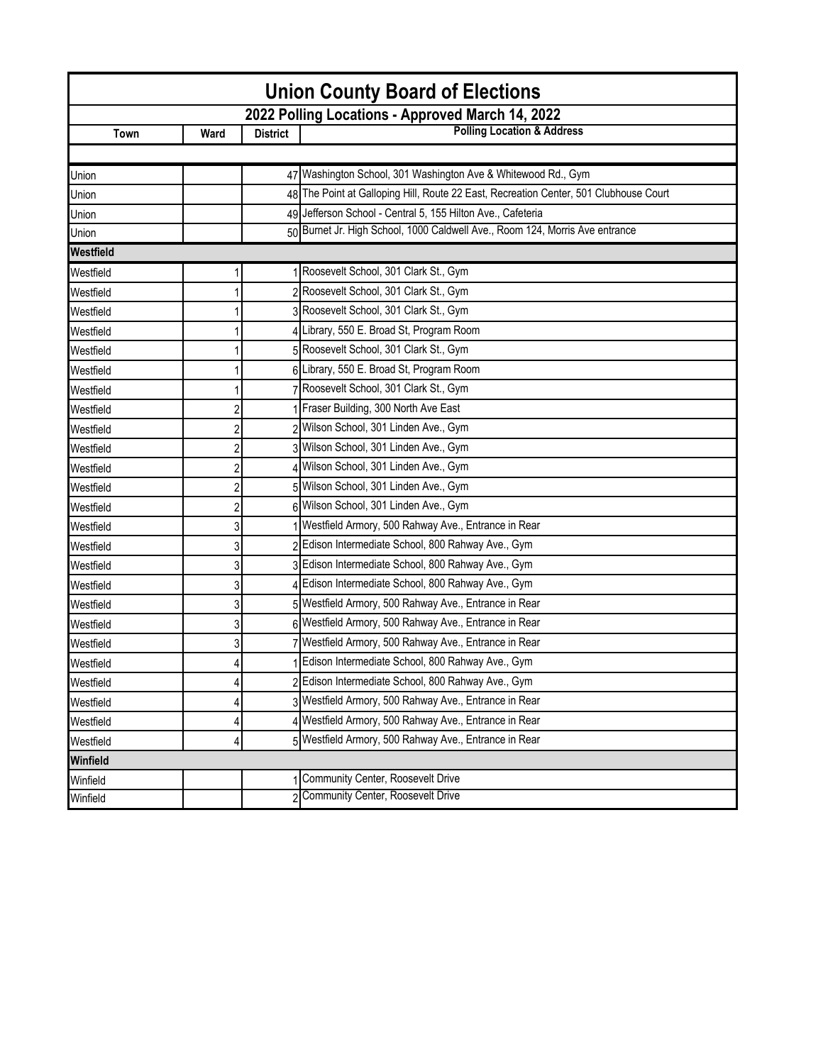# Union County Board of Elections

## 2022 Polling Locations - Approved March 14, 2022

| Town | Ward | District | Polling Location & Address |
|---|---|---|---|
| Union | | 47 | Washington School, 301 Washington Ave & Whitewood Rd., Gym |
| Union | | 48 | The Point at Galloping Hill, Route 22 East, Recreation Center, 501 Clubhouse Court |
| Union | | 49 | Jefferson School - Central 5, 155 Hilton Ave., Cafeteria |
| Union | | 50 | Burnet Jr. High School, 1000 Caldwell Ave., Room 124, Morris Ave entrance |
| **Westfield** | | | |
| Westfield | 1 | 1 | Roosevelt School, 301 Clark St., Gym |
| Westfield | 1 | 2 | Roosevelt School, 301 Clark St., Gym |
| Westfield | 1 | 3 | Roosevelt School, 301 Clark St., Gym |
| Westfield | 1 | 4 | Library, 550 E. Broad St, Program Room |
| Westfield | 1 | 5 | Roosevelt School, 301 Clark St., Gym |
| Westfield | 1 | 6 | Library, 550 E. Broad St, Program Room |
| Westfield | 1 | 7 | Roosevelt School, 301 Clark St., Gym |
| Westfield | 2 | 1 | Fraser Building, 300 North Ave East |
| Westfield | 2 | 2 | Wilson School, 301 Linden Ave., Gym |
| Westfield | 2 | 3 | Wilson School, 301 Linden Ave., Gym |
| Westfield | 2 | 4 | Wilson School, 301 Linden Ave., Gym |
| Westfield | 2 | 5 | Wilson School, 301 Linden Ave., Gym |
| Westfield | 2 | 6 | Wilson School, 301 Linden Ave., Gym |
| Westfield | 3 | 1 | Westfield Armory, 500 Rahway Ave., Entrance in Rear |
| Westfield | 3 | 2 | Edison Intermediate School, 800 Rahway Ave., Gym |
| Westfield | 3 | 3 | Edison Intermediate School, 800 Rahway Ave., Gym |
| Westfield | 3 | 4 | Edison Intermediate School, 800 Rahway Ave., Gym |
| Westfield | 3 | 5 | Westfield Armory, 500 Rahway Ave., Entrance in Rear |
| Westfield | 3 | 6 | Westfield Armory, 500 Rahway Ave., Entrance in Rear |
| Westfield | 3 | 7 | Westfield Armory, 500 Rahway Ave., Entrance in Rear |
| Westfield | 4 | 1 | Edison Intermediate School, 800 Rahway Ave., Gym |
| Westfield | 4 | 2 | Edison Intermediate School, 800 Rahway Ave., Gym |
| Westfield | 4 | 3 | Westfield Armory, 500 Rahway Ave., Entrance in Rear |
| Westfield | 4 | 4 | Westfield Armory, 500 Rahway Ave., Entrance in Rear |
| Westfield | 4 | 5 | Westfield Armory, 500 Rahway Ave., Entrance in Rear |
| **Winfield** | | | |
| Winfield | | 1 | Community Center, Roosevelt Drive |
| Winfield | | 2 | Community Center, Roosevelt Drive |